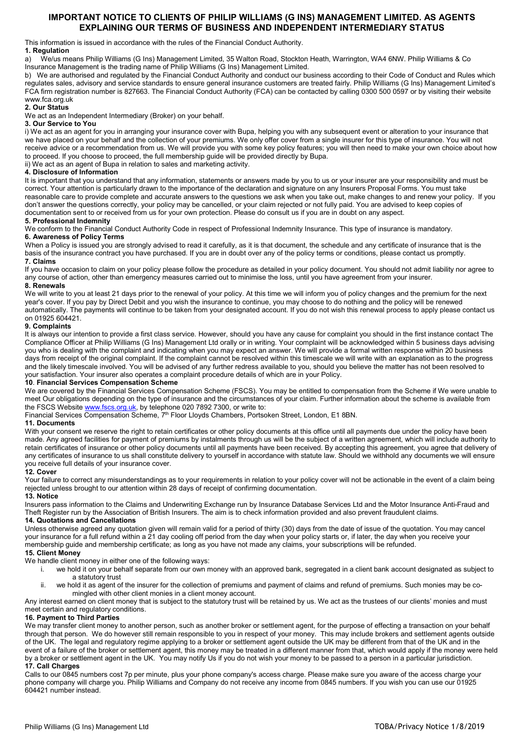# IMPORTANT NOTICE TO CLIENTS OF PHILIP WILLIAMS (G INS) MANAGEMENT LIMITED. AS AGENTS EXPLAINING OUR TERMS OF BUSINESS AND INDEPENDENT INTERMEDIARY STATUS

This information is issued in accordance with the rules of the Financial Conduct Authority.

**1. Regulation**

a) We/us means Philip Williams (G Ins) Management Limited, 35 Walton Road, Stockton Heath, Warrington, WA4 6NW. Philip Williams & Co Insurance Management is the trading name of Philip Williams (G Ins) Management Limited.

b) We are authorised and regulated by the Financial Conduct Authority and conduct our business according to their Code of Conduct and Rules which regulates sales, advisory and service standards to ensure general insurance customers are treated fairly. Philip Williams (G Ins) Management Limited's FCA firm registration number is 827663. The Financial Conduct Authority (FCA) can be contacted by calling 0300 500 0597 or by visiting their website www.fca.org.uk

**2. Our Status**

We act as an Independent Intermediary (Broker) on your behalf.

**3. Our Service to You**

i) We act as an agent for you in arranging your insurance cover with Bupa, helping you with any subsequent event or alteration to your insurance that we have placed on your behalf and the collection of your premiums. We only offer cover from a single insurer for this type of insurance. You will not receive advice or a recommendation from us. We will provide you with some key policy features; you will then need to make your own choice about how to proceed. If you choose to proceed, the full membership guide will be provided directly by Bupa.

ii) We act as an agent of Bupa in relation to sales and marketing activity.

**4. Disclosure of Information**

It is important that you understand that any information, statements or answers made by you to us or your insurer are your responsibility and must be correct. Your attention is particularly drawn to the importance of the declaration and signature on any Insurers Proposal Forms. You must take reasonable care to provide complete and accurate answers to the questions we ask when you take out, make changes to and renew your policy. If you don't answer the questions correctly, your policy may be cancelled, or your claim rejected or not fully paid. You are advised to keep copies of documentation sent to or received from us for your own protection. Please do consult us if you are in doubt on any aspect.

**5. Professional Indemnity**

We conform to the Financial Conduct Authority Code in respect of Professional Indemnity Insurance. This type of insurance is mandatory.

**6. Awareness of Policy Terms**

When a Policy is issued you are strongly advised to read it carefully, as it is that document, the schedule and any certificate of insurance that is the basis of the insurance contract you have purchased. If you are in doubt over any of the policy terms or conditions, please contact us promptly.

**7. Claims**

If you have occasion to claim on your policy please follow the procedure as detailed in your policy document. You should not admit liability nor agree to any course of action, other than emergency measures carried out to minimise the loss, until you have agreement from your insurer.

**8. Renewals**

We will write to you at least 21 days prior to the renewal of your policy. At this time we will inform you of policy changes and the premium for the next year's cover. If you pay by Direct Debit and you wish the insurance to continue, you may choose to do nothing and the policy will be renewed automatically. The payments will continue to be taken from your designated account. If you do not wish this renewal process to apply please contact us on 01925 604421.

**9. Complaints**

It is always our intention to provide a first class service. However, should you have any cause for complaint you should in the first instance contact The Compliance Officer at Philip Williams (G Ins) Management Ltd orally or in writing. Your complaint will be acknowledged within 5 business days advising you who is dealing with the complaint and indicating when you may expect an answer. We will provide a formal written response within 20 business days from receipt of the original complaint. If the complaint cannot be resolved within this timescale we will write with an explanation as to the progress and the likely timescale involved. You will be advised of any further redress available to you, should you believe the matter has not been resolved to your satisfaction. Your insurer also operates a complaint procedure details of which are in your Policy.

**10. Financial Services Compensation Scheme**

We are covered by the Financial Services Compensation Scheme (FSCS). You may be entitled to compensation from the Scheme if We were unable to meet Our obligations depending on the type of insurance and the circumstances of your claim. Further information about the scheme is available from the FSCS Website www.fscs.org.uk, by telephone 020 7892 7300, or write to:

Financial Services Compensation Scheme, 7th Floor Lloyds Chambers, Portsoken Street, London, E1 8BN.

**11. Documents**

With your consent we reserve the right to retain certificates or other policy documents at this office until all payments due under the policy have been made. Any agreed facilities for payment of premiums by instalments through us will be the subject of a written agreement, which will include authority to retain certificates of insurance or other policy documents until all payments have been received. By accepting this agreement, you agree that delivery of any certificates of insurance to us shall constitute delivery to yourself in accordance with statute law. Should we withhold any documents we will ensure you receive full details of your insurance cover.

**12. Cover**

Your failure to correct any misunderstandings as to your requirements in relation to your policy cover will not be actionable in the event of a claim being rejected unless brought to our attention within 28 days of receipt of confirming documentation.

**13. Notice**

Insurers pass information to the Claims and Underwriting Exchange run by Insurance Database Services Ltd and the Motor Insurance Anti-Fraud and Theft Register run by the Association of British Insurers. The aim is to check information provided and also prevent fraudulent claims.

**14. Quotations and Cancellations**

Unless otherwise agreed any quotation given will remain valid for a period of thirty (30) days from the date of issue of the quotation. You may cancel your insurance for a full refund within a 21 day cooling off period from the day when your policy starts or, if later, the day when you receive your membership guide and membership certificate; as long as you have not made any claims, your subscriptions will be refunded.

**15. Client Money**

We handle client money in either one of the following ways:

i. we hold it on your behalf separate from our own money with an approved bank, segregated in a client bank account designated as subject to a statutory trust
ii. we hold it as agent of the insurer for the collection of premiums and payment of claims and refund of premiums. Such monies may be co-mingled with other client monies in a client money account.

Any interest earned on client money that is subject to the statutory trust will be retained by us. We act as the trustees of our clients' monies and must meet certain and regulatory conditions.

**16. Payment to Third Parties**

We may transfer client money to another person, such as another broker or settlement agent, for the purpose of effecting a transaction on your behalf through that person. We do however still remain responsible to you in respect of your money. This may include brokers and settlement agents outside of the UK. The legal and regulatory regime applying to a broker or settlement agent outside the UK may be different from that of the UK and in the event of a failure of the broker or settlement agent, this money may be treated in a different manner from that, which would apply if the money were held by a broker or settlement agent in the UK. You may notify Us if you do not wish your money to be passed to a person in a particular jurisdiction.

**17. Call Charges**

Calls to our 0845 numbers cost 7p per minute, plus your phone company's access charge. Please make sure you aware of the access charge your phone company will charge you. Philip Williams and Company do not receive any income from 0845 numbers. If you wish you can use our 01925 604421 number instead.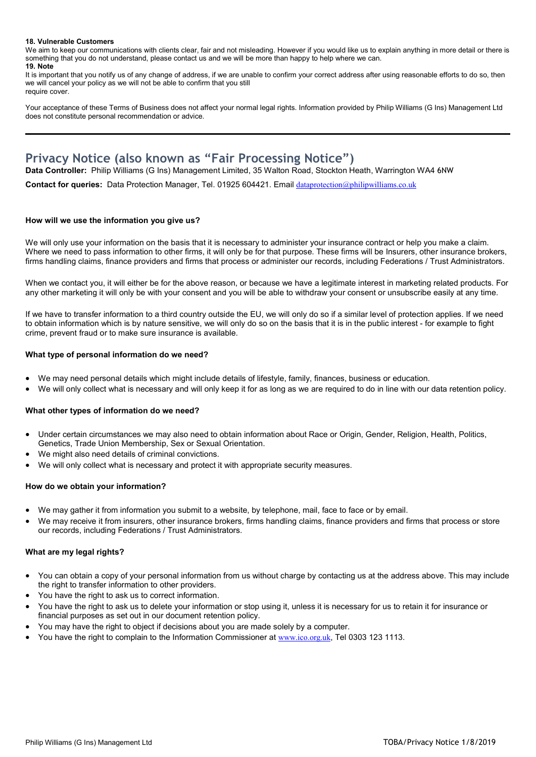**18. Vulnerable Customers**

We aim to keep our communications with clients clear, fair and not misleading. However if you would like us to explain anything in more detail or there is something that you do not understand, please contact us and we will be more than happy to help where we can.

**19. Note**

It is important that you notify us of any change of address, if we are unable to confirm your correct address after using reasonable efforts to do so, then we will cancel your policy as we will not be able to confirm that you still require cover.

Your acceptance of these Terms of Business does not affect your normal legal rights. Information provided by Philip Williams (G Ins) Management Ltd does not constitute personal recommendation or advice.

---

# Privacy Notice (also known as “Fair Processing Notice”)

**Data Controller:** Philip Williams (G Ins) Management Limited, 35 Walton Road, Stockton Heath, Warrington WA4 6NW

**Contact for queries:** Data Protection Manager, Tel. 01925 604421. Email dataprotection@philipwilliams.co.uk

#### How will we use the information you give us?

We will only use your information on the basis that it is necessary to administer your insurance contract or help you make a claim. Where we need to pass information to other firms, it will only be for that purpose. These firms will be Insurers, other insurance brokers, firms handling claims, finance providers and firms that process or administer our records, including Federations / Trust Administrators.

When we contact you, it will either be for the above reason, or because we have a legitimate interest in marketing related products. For any other marketing it will only be with your consent and you will be able to withdraw your consent or unsubscribe easily at any time.

If we have to transfer information to a third country outside the EU, we will only do so if a similar level of protection applies. If we need to obtain information which is by nature sensitive, we will only do so on the basis that it is in the public interest - for example to fight crime, prevent fraud or to make sure insurance is available.

#### What type of personal information do we need?

- We may need personal details which might include details of lifestyle, family, finances, business or education.
- We will only collect what is necessary and will only keep it for as long as we are required to do in line with our data retention policy.

#### What other types of information do we need?

- Under certain circumstances we may also need to obtain information about Race or Origin, Gender, Religion, Health, Politics, Genetics, Trade Union Membership, Sex or Sexual Orientation.
- We might also need details of criminal convictions.
- We will only collect what is necessary and protect it with appropriate security measures.

#### How do we obtain your information?

- We may gather it from information you submit to a website, by telephone, mail, face to face or by email.
- We may receive it from insurers, other insurance brokers, firms handling claims, finance providers and firms that process or store our records, including Federations / Trust Administrators.

#### What are my legal rights?

- You can obtain a copy of your personal information from us without charge by contacting us at the address above. This may include the right to transfer information to other providers.
- You have the right to ask us to correct information.
- You have the right to ask us to delete your information or stop using it, unless it is necessary for us to retain it for insurance or financial purposes as set out in our document retention policy.
- You may have the right to object if decisions about you are made solely by a computer.
- You have the right to complain to the Information Commissioner at www.ico.org.uk, Tel 0303 123 1113.